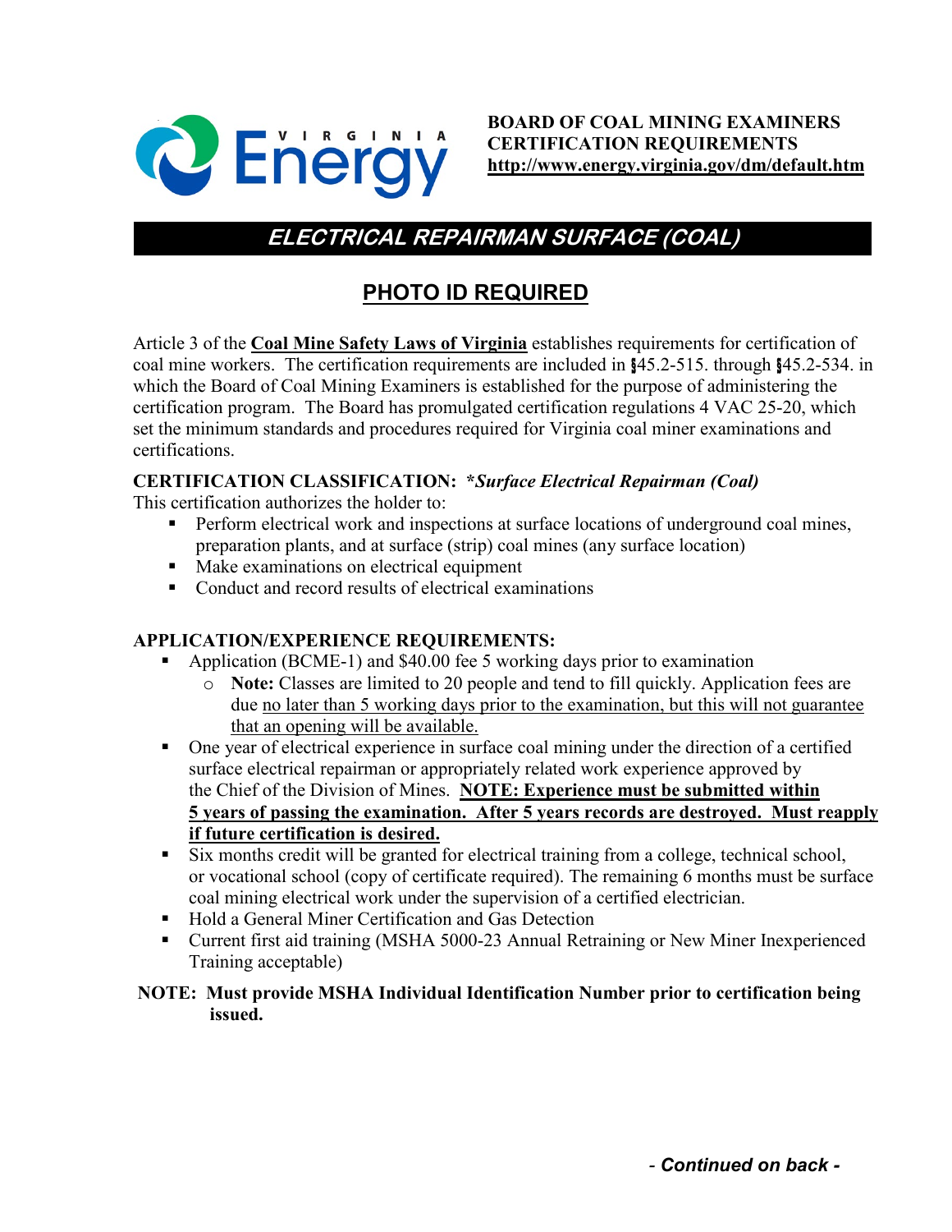**BOARD OF COAL MINING EXAMINERS**
**CERTIFICATION REQUIREMENTS**
**http://www.energy.virginia.gov/dm/default.htm**

# *ELECTRICAL REPAIRMAN SURFACE (COAL)*

## PHOTO ID REQUIRED

Article 3 of the **Coal Mine Safety Laws of Virginia** establishes requirements for certification of coal mine workers. The certification requirements are included in §45.2-515. through §45.2-534. in which the Board of Coal Mining Examiners is established for the purpose of administering the certification program. The Board has promulgated certification regulations 4 VAC 25-20, which set the minimum standards and procedures required for Virginia coal miner examinations and certifications.

**CERTIFICATION CLASSIFICATION:** ***Surface Electrical Repairman (Coal)***

This certification authorizes the holder to:

- Perform electrical work and inspections at surface locations of underground coal mines, preparation plants, and at surface (strip) coal mines (any surface location)
- Make examinations on electrical equipment
- Conduct and record results of electrical examinations

**APPLICATION/EXPERIENCE REQUIREMENTS:**

- Application (BCME-1) and $40.00 fee 5 working days prior to examination
  - **Note:** Classes are limited to 20 people and tend to fill quickly. Application fees are due no later than 5 working days prior to the examination, but this will not guarantee that an opening will be available.
- One year of electrical experience in surface coal mining under the direction of a certified surface electrical repairman or appropriately related work experience approved by the Chief of the Division of Mines. **NOTE: Experience must be submitted within 5 years of passing the examination. After 5 years records are destroyed. Must reapply if future certification is desired.**
- Six months credit will be granted for electrical training from a college, technical school, or vocational school (copy of certificate required). The remaining 6 months must be surface coal mining electrical work under the supervision of a certified electrician.
- Hold a General Miner Certification and Gas Detection
- Current first aid training (MSHA 5000-23 Annual Retraining or New Miner Inexperienced Training acceptable)

**NOTE: Must provide MSHA Individual Identification Number prior to certification being issued.**

- ***Continued on back -***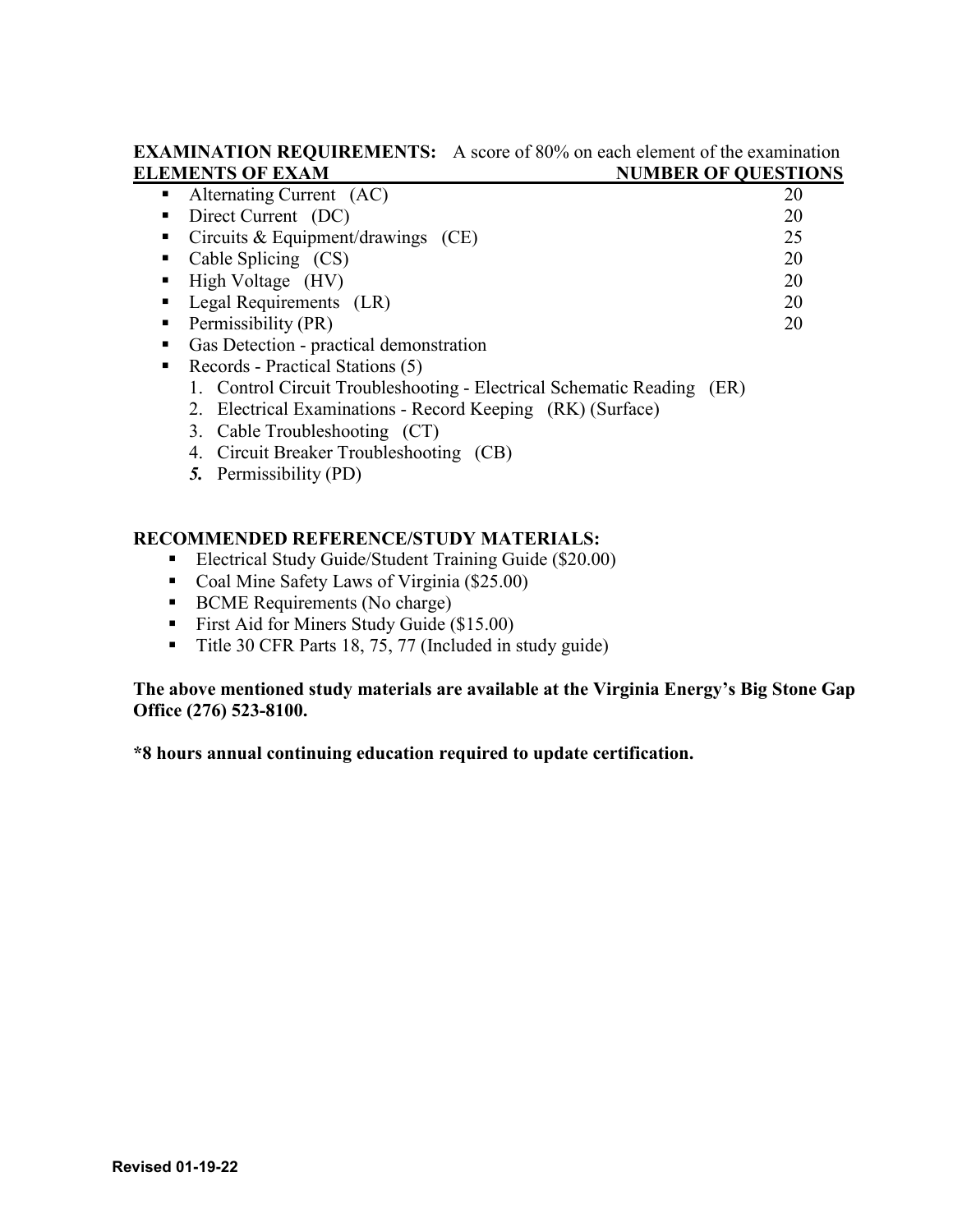**EXAMINATION REQUIREMENTS:** A score of 80% on each element of the examination

| ELEMENTS OF EXAM | NUMBER OF QUESTIONS |
|---|---|
| ▪ Alternating Current (AC) | 20 |
| ▪ Direct Current (DC) | 20 |
| ▪ Circuits & Equipment/drawings (CE) | 25 |
| ▪ Cable Splicing (CS) | 20 |
| ▪ High Voltage (HV) | 20 |
| ▪ Legal Requirements (LR) | 20 |
| ▪ Permissibility (PR) | 20 |
| ▪ Gas Detection - practical demonstration | |
| ▪ Records - Practical Stations (5) | |

1. Control Circuit Troubleshooting - Electrical Schematic Reading (ER)
2. Electrical Examinations - Record Keeping (RK) (Surface)
3. Cable Troubleshooting (CT)
4. Circuit Breaker Troubleshooting (CB)
5. Permissibility (PD)

**RECOMMENDED REFERENCE/STUDY MATERIALS:**

- Electrical Study Guide/Student Training Guide ($20.00)
- Coal Mine Safety Laws of Virginia ($25.00)
- BCME Requirements (No charge)
- First Aid for Miners Study Guide ($15.00)
- Title 30 CFR Parts 18, 75, 77 (Included in study guide)

**The above mentioned study materials are available at the Virginia Energy's Big Stone Gap Office (276) 523-8100.**

**\*8 hours annual continuing education required to update certification.**

**Revised 01-19-22**